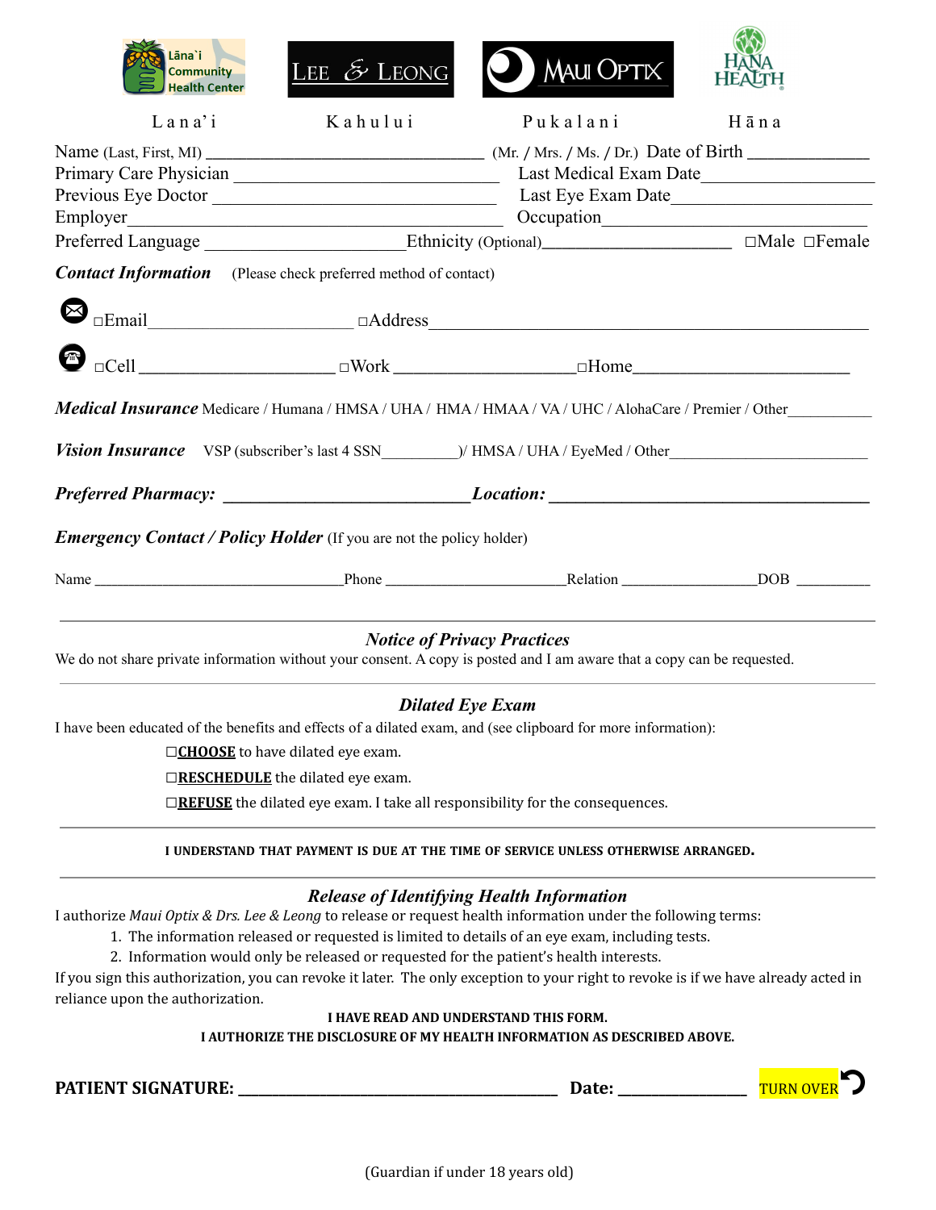Lāna`i Community Health Center | LEE & LEONG | MAUI OPTIX | HANA HEALTH

Lana'i | Kahului | Pukalani | Hāna

Name (Last, First, MI) ________________________________ (Mr. / Mrs. / Ms. / Dr.) Date of Birth _____________

Primary Care Physician ______________________________ Last Medical Exam Date____________________

Previous Eye Doctor ________________________________ Last Eye Exam Date______________________

Employer_________________________________________ Occupation______________________________

Preferred Language _______________________Ethnicity (Optional)_____________________ ☐Male ☐Female

***Contact Information*** (Please check preferred method of contact)

☐Email________________________ ☐Address___________________________________________________

☐Cell _____________________ ☐Work ____________________ ☐Home________________________

***Medical Insurance*** Medicare / Humana / HMSA / UHA / HMA / HMAA / VA / UHC / AlohaCare / Premier / Other__________

***Vision Insurance*** VSP (subscriber's last 4 SSN_________)/ HMSA / UHA / EyeMed / Other________________________

***Preferred Pharmacy:*** ___________________________ ***Location:*** _____________________________________

***Emergency Contact / Policy Holder*** (If you are not the policy holder)

Name ________________________________Phone _______________________Relation _________________DOB _________

---

## *Notice of Privacy Practices*

We do not share private information without your consent. A copy is posted and I am aware that a copy can be requested.

---

## *Dilated Eye Exam*

I have been educated of the benefits and effects of a dilated exam, and (see clipboard for more information):

☐**CHOOSE** to have dilated eye exam.

☐**RESCHEDULE** the dilated eye exam.

☐**REFUSE** the dilated eye exam. I take all responsibility for the consequences.

---

**I UNDERSTAND THAT PAYMENT IS DUE AT THE TIME OF SERVICE UNLESS OTHERWISE ARRANGED.**

---

## *Release of Identifying Health Information*

I authorize *Maui Optix & Drs. Lee & Leong* to release or request health information under the following terms:

1. The information released or requested is limited to details of an eye exam, including tests.
2. Information would only be released or requested for the patient's health interests.

If you sign this authorization, you can revoke it later. The only exception to your right to revoke is if we have already acted in reliance upon the authorization.

**I HAVE READ AND UNDERSTAND THIS FORM.**
**I AUTHORIZE THE DISCLOSURE OF MY HEALTH INFORMATION AS DESCRIBED ABOVE.**

**PATIENT SIGNATURE:** ________________________________________ **Date:** _______________ TURN OVER

(Guardian if under 18 years old)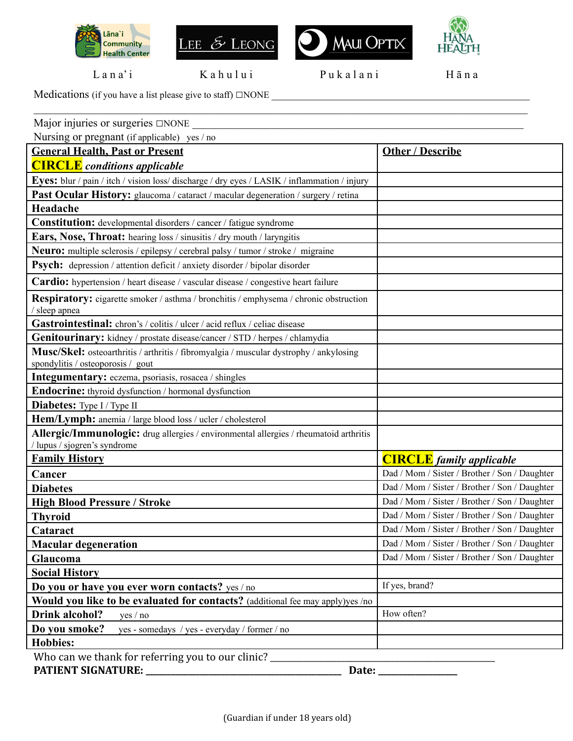Lana'i | Kahului | Pukalani | Hāna

Medications (if you have a list please give to staff) ☐NONE ____________________________________________

_______________________________________________________________________________

Major injuries or surgeries ☐NONE ____________________________________________

Nursing or pregnant (if applicable) yes / no

| **General Health, Past or Present** **CIRCLE** *conditions applicable* | **Other / Describe** |
|---|---|
| **Eyes:** blur / pain / itch / vision loss/ discharge / dry eyes / LASIK / inflammation / injury | |
| **Past Ocular History:** glaucoma / cataract / macular degeneration / surgery / retina | |
| **Headache** | |
| **Constitution:** developmental disorders / cancer / fatigue syndrome | |
| **Ears, Nose, Throat:** hearing loss / sinusitis / dry mouth / laryngitis | |
| **Neuro:** multiple sclerosis / epilepsy / cerebral palsy / tumor / stroke / migraine | |
| **Psych:** depression / attention deficit / anxiety disorder / bipolar disorder | |
| **Cardio:** hypertension / heart disease / vascular disease / congestive heart failure | |
| **Respiratory:** cigarette smoker / asthma / bronchitis / emphysema / chronic obstruction / sleep apnea | |
| **Gastrointestinal:** chron's / colitis / ulcer / acid reflux / celiac disease | |
| **Genitourinary:** kidney / prostate disease/cancer / STD / herpes / chlamydia | |
| **Musc/Skel:** osteoarthritis / arthritis / fibromyalgia / muscular dystrophy / ankylosing spondylitis / osteoporosis / gout | |
| **Integumentary:** eczema, psoriasis, rosacea / shingles | |
| **Endocrine:** thyroid dysfunction / hormonal dysfunction | |
| **Diabetes:** Type I / Type II | |
| **Hem/Lymph:** anemia / large blood loss / ucler / cholesterol | |
| **Allergic/Immunologic:** drug allergies / environmental allergies / rheumatoid arthritis / lupus / sjogren's syndrome | |
| **Family History** | **CIRCLE** *family applicable* |
| **Cancer** | Dad / Mom / Sister / Brother / Son / Daughter |
| **Diabetes** | Dad / Mom / Sister / Brother / Son / Daughter |
| **High Blood Pressure / Stroke** | Dad / Mom / Sister / Brother / Son / Daughter |
| **Thyroid** | Dad / Mom / Sister / Brother / Son / Daughter |
| **Cataract** | Dad / Mom / Sister / Brother / Son / Daughter |
| **Macular degeneration** | Dad / Mom / Sister / Brother / Son / Daughter |
| **Glaucoma** | Dad / Mom / Sister / Brother / Son / Daughter |
| **Social History** | |
| **Do you or have you ever worn contacts?** yes / no | If yes, brand? |
| **Would you like to be evaluated for contacts?** (additional fee may apply)yes /no | |
| **Drink alcohol?** yes / no | How often? |
| **Do you smoke?** yes - somedays / yes - everyday / former / no | |
| **Hobbies:** | |

Who can we thank for referring you to our clinic? ____________________________________________

**PATIENT SIGNATURE:** ______________________________________ **Date:** _______________

(Guardian if under 18 years old)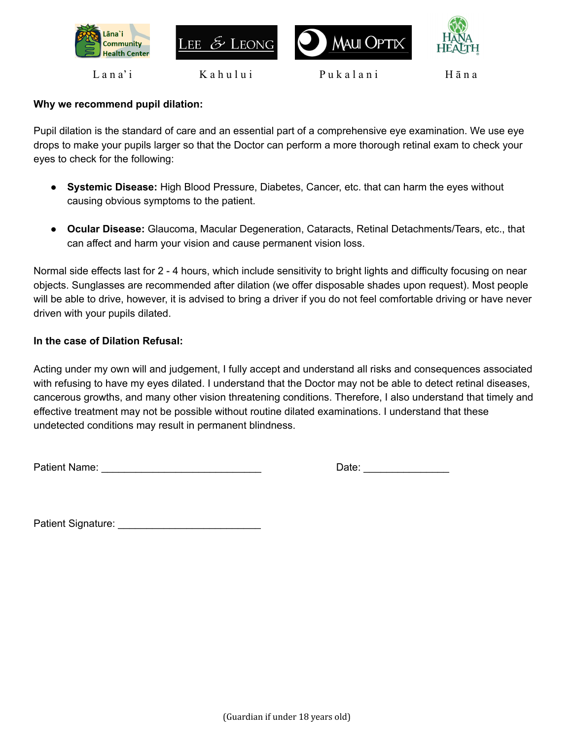Lana'i Kahului Pukalani Hāna

**Why we recommend pupil dilation:**

Pupil dilation is the standard of care and an essential part of a comprehensive eye examination. We use eye drops to make your pupils larger so that the Doctor can perform a more thorough retinal exam to check your eyes to check for the following:

- **Systemic Disease:** High Blood Pressure, Diabetes, Cancer, etc. that can harm the eyes without causing obvious symptoms to the patient.
- **Ocular Disease:** Glaucoma, Macular Degeneration, Cataracts, Retinal Detachments/Tears, etc., that can affect and harm your vision and cause permanent vision loss.

Normal side effects last for 2 - 4 hours, which include sensitivity to bright lights and difficulty focusing on near objects. Sunglasses are recommended after dilation (we offer disposable shades upon request). Most people will be able to drive, however, it is advised to bring a driver if you do not feel comfortable driving or have never driven with your pupils dilated.

**In the case of Dilation Refusal:**

Acting under my own will and judgement, I fully accept and understand all risks and consequences associated with refusing to have my eyes dilated. I understand that the Doctor may not be able to detect retinal diseases, cancerous growths, and many other vision threatening conditions. Therefore, I also understand that timely and effective treatment may not be possible without routine dilated examinations. I understand that these undetected conditions may result in permanent blindness.

Patient Name: ___________________________ Date: _______________

Patient Signature: _________________________

(Guardian if under 18 years old)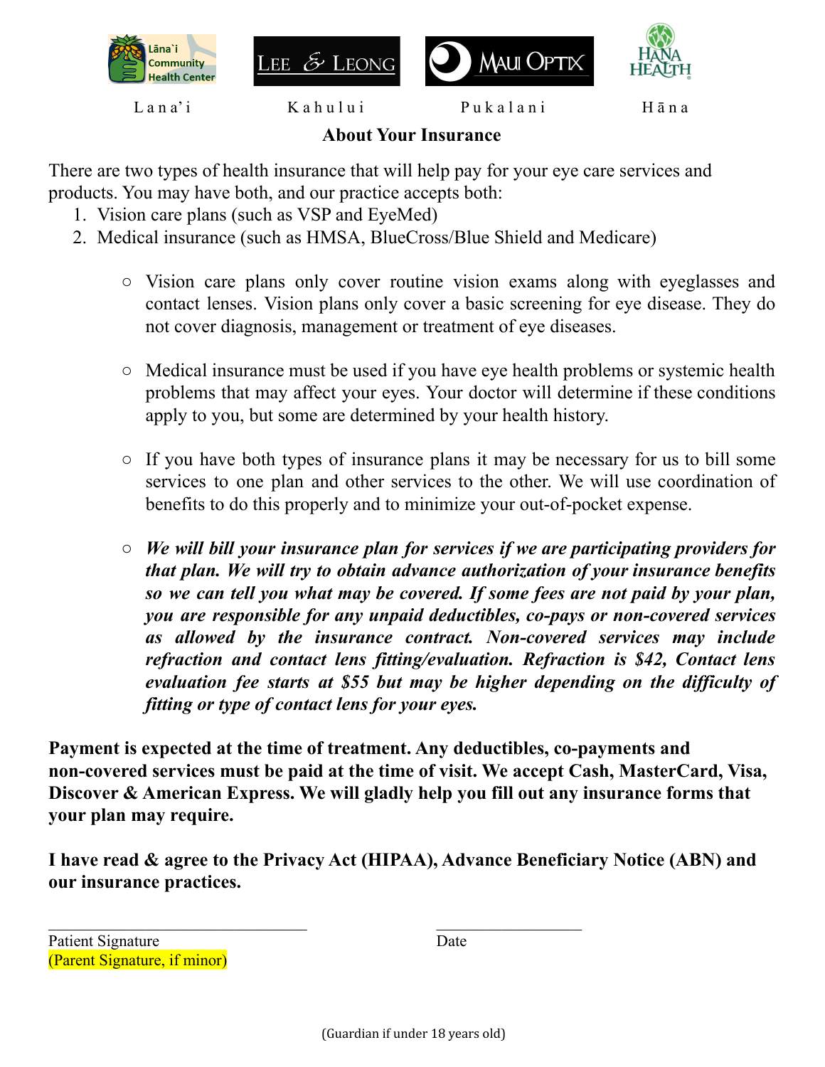Lana'i Kahului Pukalani Hāna

## About Your Insurance

There are two types of health insurance that will help pay for your eye care services and products. You may have both, and our practice accepts both:

1. Vision care plans (such as VSP and EyeMed)
2. Medical insurance (such as HMSA, BlueCross/Blue Shield and Medicare)

- Vision care plans only cover routine vision exams along with eyeglasses and contact lenses. Vision plans only cover a basic screening for eye disease. They do not cover diagnosis, management or treatment of eye diseases.

- Medical insurance must be used if you have eye health problems or systemic health problems that may affect your eyes. Your doctor will determine if these conditions apply to you, but some are determined by your health history.

- If you have both types of insurance plans it may be necessary for us to bill some services to one plan and other services to the other. We will use coordination of benefits to do this properly and to minimize your out-of-pocket expense.

- ***We will bill your insurance plan for services if we are participating providers for that plan. We will try to obtain advance authorization of your insurance benefits so we can tell you what may be covered. If some fees are not paid by your plan, you are responsible for any unpaid deductibles, co-pays or non-covered services as allowed by the insurance contract. Non-covered services may include refraction and contact lens fitting/evaluation. Refraction is $42, Contact lens evaluation fee starts at $55 but may be higher depending on the difficulty of fitting or type of contact lens for your eyes.***

**Payment is expected at the time of treatment. Any deductibles, co-payments and non-covered services must be paid at the time of visit. We accept Cash, MasterCard, Visa, Discover & American Express. We will gladly help you fill out any insurance forms that your plan may require.**

**I have read & agree to the Privacy Act (HIPAA), Advance Beneficiary Notice (ABN) and our insurance practices.**

_______________________________ &nbsp;&nbsp;&nbsp;&nbsp;&nbsp;&nbsp;&nbsp;&nbsp; __________________

Patient Signature &nbsp;&nbsp;&nbsp;&nbsp;&nbsp;&nbsp;&nbsp;&nbsp;&nbsp;&nbsp;&nbsp;&nbsp;&nbsp;&nbsp;&nbsp;&nbsp;&nbsp;&nbsp;&nbsp;&nbsp;&nbsp;&nbsp;&nbsp;&nbsp;&nbsp;&nbsp;&nbsp;&nbsp; Date

(Parent Signature, if minor)

(Guardian if under 18 years old)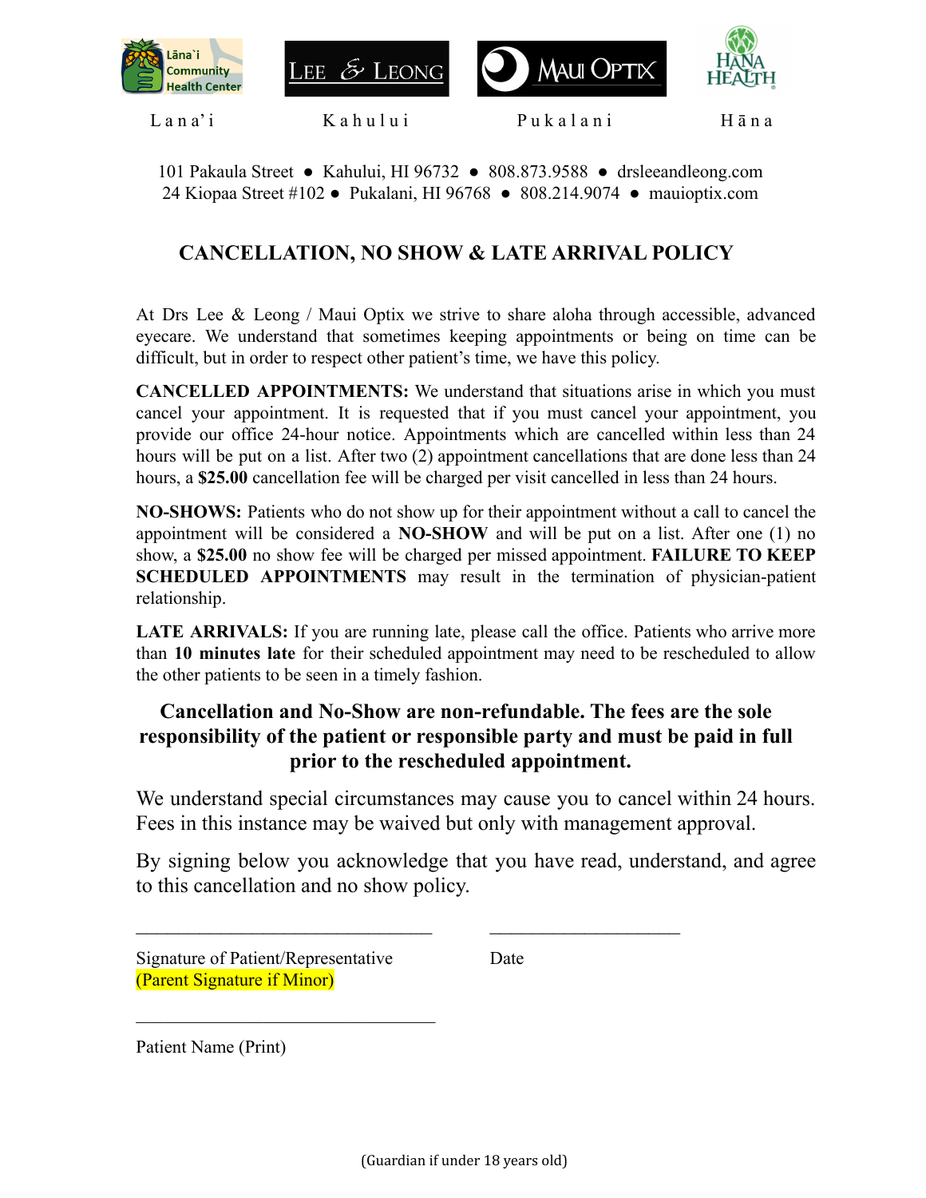Lāna`i Community Health Center — Lana'i

LEE & LEONG — Kahului

MAUI OPTIX — Pukalani

HANA HEALTH — Hāna

101 Pakaula Street ● Kahului, HI 96732 ● 808.873.9588 ● drsleeandleong.com
24 Kiopaa Street #102 ● Pukalani, HI 96768 ● 808.214.9074 ● mauioptix.com

## CANCELLATION, NO SHOW & LATE ARRIVAL POLICY

At Drs Lee & Leong / Maui Optix we strive to share aloha through accessible, advanced eyecare. We understand that sometimes keeping appointments or being on time can be difficult, but in order to respect other patient's time, we have this policy.

**CANCELLED APPOINTMENTS:** We understand that situations arise in which you must cancel your appointment. It is requested that if you must cancel your appointment, you provide our office 24-hour notice. Appointments which are cancelled within less than 24 hours will be put on a list. After two (2) appointment cancellations that are done less than 24 hours, a **$25.00** cancellation fee will be charged per visit cancelled in less than 24 hours.

**NO-SHOWS:** Patients who do not show up for their appointment without a call to cancel the appointment will be considered a **NO-SHOW** and will be put on a list. After one (1) no show, a **$25.00** no show fee will be charged per missed appointment. **FAILURE TO KEEP SCHEDULED APPOINTMENTS** may result in the termination of physician-patient relationship.

**LATE ARRIVALS:** If you are running late, please call the office. Patients who arrive more than **10 minutes late** for their scheduled appointment may need to be rescheduled to allow the other patients to be seen in a timely fashion.

**Cancellation and No-Show are non-refundable. The fees are the sole responsibility of the patient or responsible party and must be paid in full prior to the rescheduled appointment.**

We understand special circumstances may cause you to cancel within 24 hours. Fees in this instance may be waived but only with management approval.

By signing below you acknowledge that you have read, understand, and agree to this cancellation and no show policy.

_______________________________ &nbsp;&nbsp;&nbsp;&nbsp; ____________________

Signature of Patient/Representative &nbsp;&nbsp;&nbsp;&nbsp; Date
(Parent Signature if Minor)

_______________________________

Patient Name (Print)

(Guardian if under 18 years old)